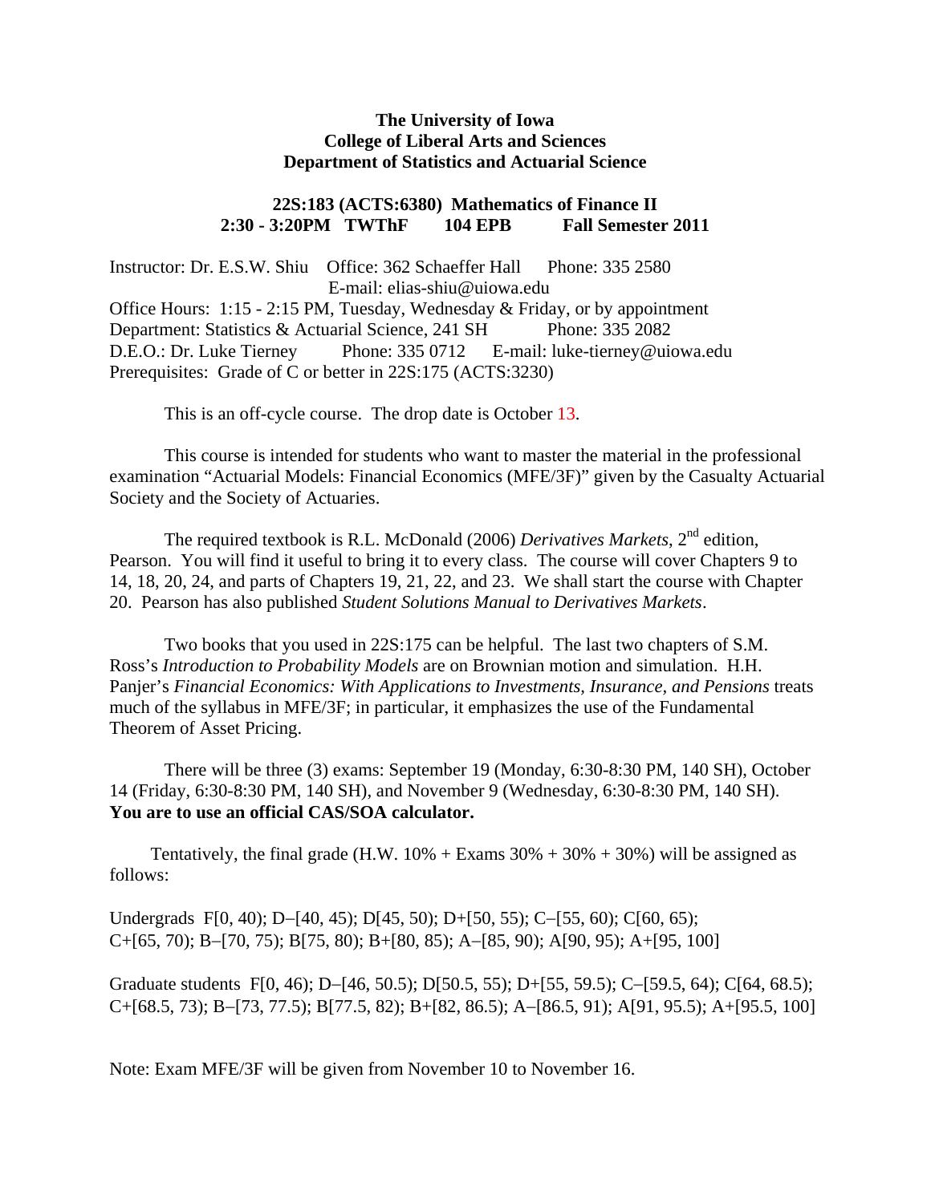**The University of Iowa**
**College of Liberal Arts and Sciences**
**Department of Statistics and Actuarial Science**

**22S:183 (ACTS:6380) Mathematics of Finance II**
**2:30 - 3:20PM TWThF 104 EPB Fall Semester 2011**

Instructor: Dr. E.S.W. Shiu Office: 362 Schaeffer Hall Phone: 335 2580
E-mail: elias-shiu@uiowa.edu
Office Hours: 1:15 - 2:15 PM, Tuesday, Wednesday & Friday, or by appointment
Department: Statistics & Actuarial Science, 241 SH Phone: 335 2082
D.E.O.: Dr. Luke Tierney Phone: 335 0712 E-mail: luke-tierney@uiowa.edu
Prerequisites: Grade of C or better in 22S:175 (ACTS:3230)

This is an off-cycle course. The drop date is October 13.

This course is intended for students who want to master the material in the professional examination "Actuarial Models: Financial Economics (MFE/3F)" given by the Casualty Actuarial Society and the Society of Actuaries.

The required textbook is R.L. McDonald (2006) *Derivatives Markets*, 2nd edition, Pearson. You will find it useful to bring it to every class. The course will cover Chapters 9 to 14, 18, 20, 24, and parts of Chapters 19, 21, 22, and 23. We shall start the course with Chapter 20. Pearson has also published *Student Solutions Manual to Derivatives Markets*.

Two books that you used in 22S:175 can be helpful. The last two chapters of S.M. Ross's *Introduction to Probability Models* are on Brownian motion and simulation. H.H. Panjer's *Financial Economics: With Applications to Investments, Insurance, and Pensions* treats much of the syllabus in MFE/3F; in particular, it emphasizes the use of the Fundamental Theorem of Asset Pricing.

There will be three (3) exams: September 19 (Monday, 6:30-8:30 PM, 140 SH), October 14 (Friday, 6:30-8:30 PM, 140 SH), and November 9 (Wednesday, 6:30-8:30 PM, 140 SH). **You are to use an official CAS/SOA calculator.**

Tentatively, the final grade (H.W. 10% + Exams 30% + 30% + 30%) will be assigned as follows:

Undergrads F[0, 40); D–[40, 45); D[45, 50); D+[50, 55); C–[55, 60); C[60, 65); C+[65, 70); B–[70, 75); B[75, 80); B+[80, 85); A–[85, 90); A[90, 95); A+[95, 100]

Graduate students F[0, 46); D–[46, 50.5); D[50.5, 55); D+[55, 59.5); C–[59.5, 64); C[64, 68.5); C+[68.5, 73); B–[73, 77.5); B[77.5, 82); B+[82, 86.5); A–[86.5, 91); A[91, 95.5); A+[95.5, 100]

Note: Exam MFE/3F will be given from November 10 to November 16.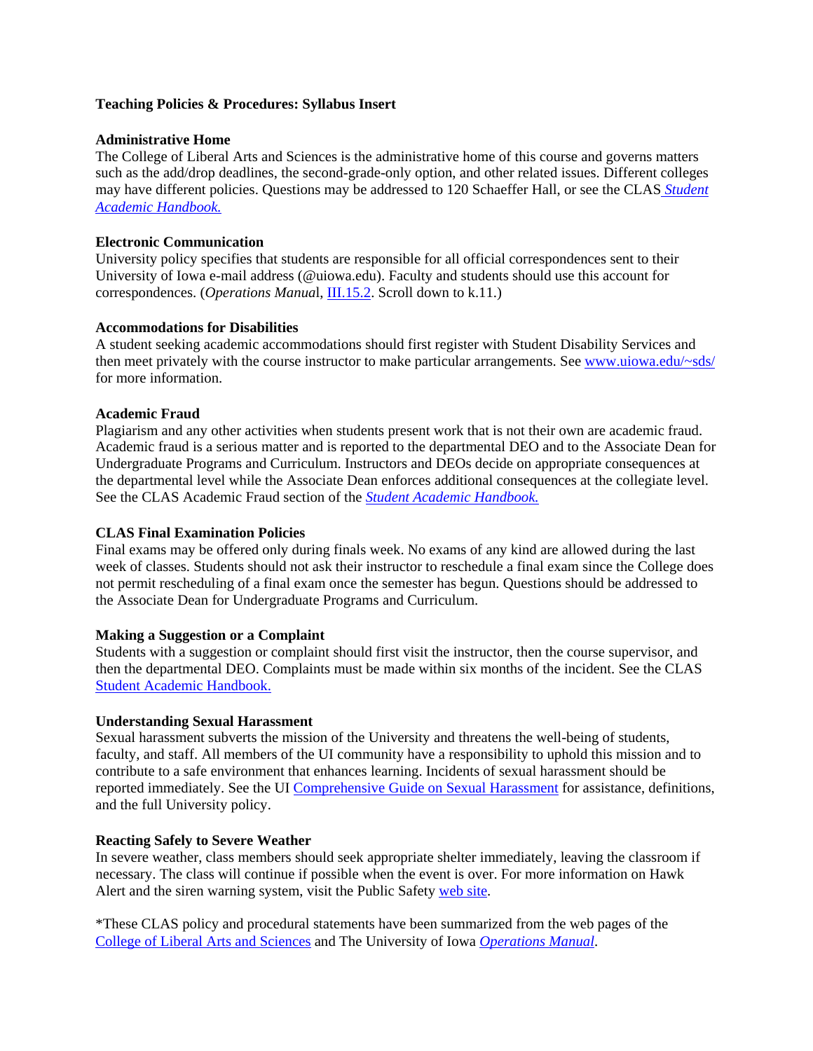**Teaching Policies & Procedures: Syllabus Insert**

**Administrative Home**
The College of Liberal Arts and Sciences is the administrative home of this course and governs matters such as the add/drop deadlines, the second-grade-only option, and other related issues. Different colleges may have different policies. Questions may be addressed to 120 Schaeffer Hall, or see the CLAS *Student Academic Handbook.*

**Electronic Communication**
University policy specifies that students are responsible for all official correspondences sent to their University of Iowa e-mail address (@uiowa.edu). Faculty and students should use this account for correspondences. (*Operations Manual*, III.15.2. Scroll down to k.11.)

**Accommodations for Disabilities**
A student seeking academic accommodations should first register with Student Disability Services and then meet privately with the course instructor to make particular arrangements. See www.uiowa.edu/~sds/ for more information.

**Academic Fraud**
Plagiarism and any other activities when students present work that is not their own are academic fraud. Academic fraud is a serious matter and is reported to the departmental DEO and to the Associate Dean for Undergraduate Programs and Curriculum. Instructors and DEOs decide on appropriate consequences at the departmental level while the Associate Dean enforces additional consequences at the collegiate level. See the CLAS Academic Fraud section of the *Student Academic Handbook.*

**CLAS Final Examination Policies**
Final exams may be offered only during finals week. No exams of any kind are allowed during the last week of classes. Students should not ask their instructor to reschedule a final exam since the College does not permit rescheduling of a final exam once the semester has begun. Questions should be addressed to the Associate Dean for Undergraduate Programs and Curriculum.

**Making a Suggestion or a Complaint**
Students with a suggestion or complaint should first visit the instructor, then the course supervisor, and then the departmental DEO. Complaints must be made within six months of the incident. See the CLAS Student Academic Handbook.

**Understanding Sexual Harassment**
Sexual harassment subverts the mission of the University and threatens the well-being of students, faculty, and staff. All members of the UI community have a responsibility to uphold this mission and to contribute to a safe environment that enhances learning. Incidents of sexual harassment should be reported immediately. See the UI Comprehensive Guide on Sexual Harassment for assistance, definitions, and the full University policy.

**Reacting Safely to Severe Weather**
In severe weather, class members should seek appropriate shelter immediately, leaving the classroom if necessary. The class will continue if possible when the event is over. For more information on Hawk Alert and the siren warning system, visit the Public Safety web site.

*These CLAS policy and procedural statements have been summarized from the web pages of the College of Liberal Arts and Sciences and The University of Iowa *Operations Manual*.